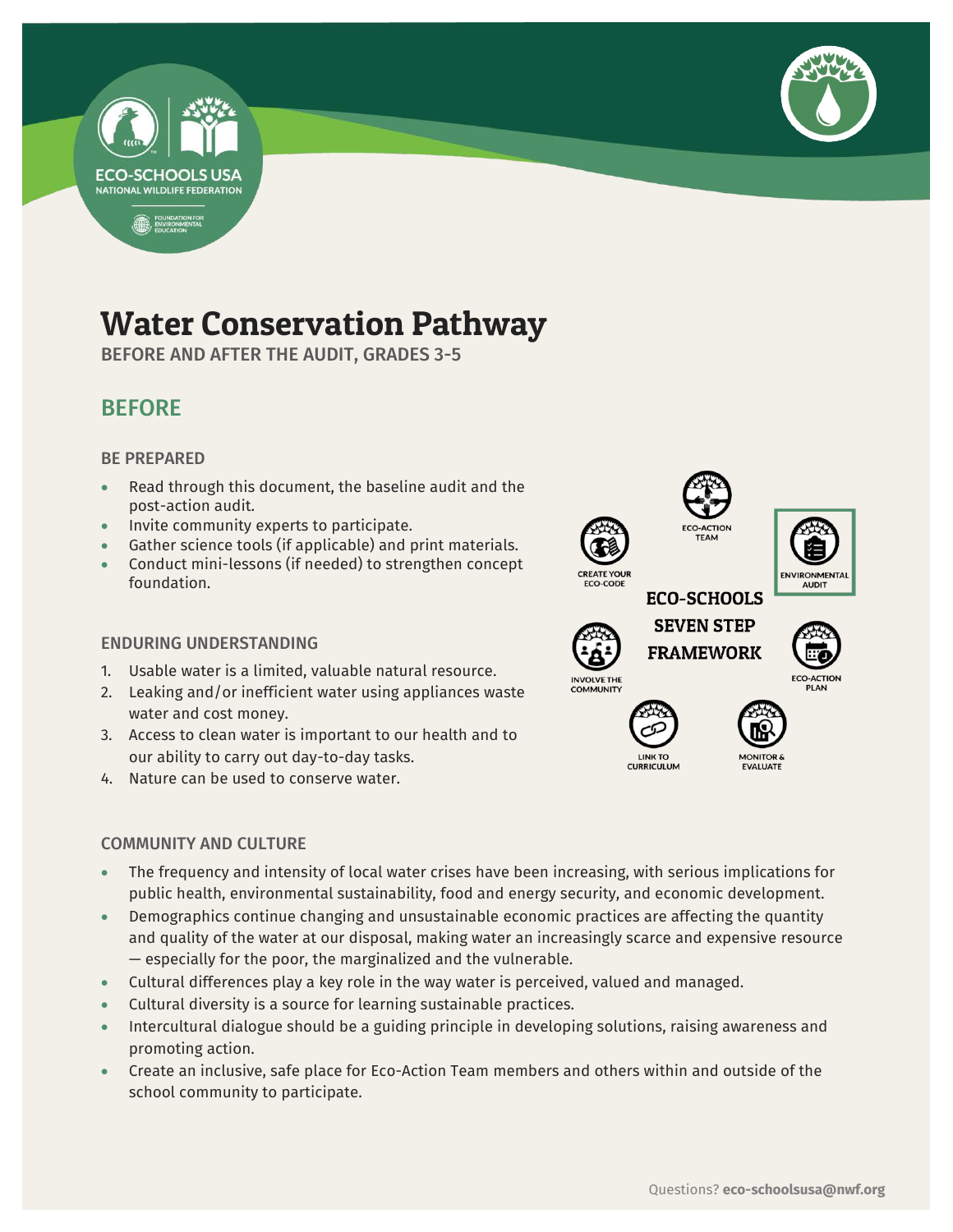# Water Conservation Pathway

BEFORE AND AFTER THE AUDIT, GRADES 3-5

## BEFORE

### BE PREPARED

- Read through this document, the baseline audit and the post-action audit.
- Invite community experts to participate.
- Gather science tools (if applicable) and print materials.
- Conduct mini-lessons (if needed) to strengthen concept foundation.

### ENDURING UNDERSTANDING

1. Usable water is a limited, valuable natural resource.
2. Leaking and/or inefficient water using appliances waste water and cost money.
3. Access to clean water is important to our health and to our ability to carry out day-to-day tasks.
4. Nature can be used to conserve water.

**ECO-SCHOOLS SEVEN STEP FRAMEWORK**

- Eco-Action Team
- Environmental Audit
- Eco-Action Plan
- Monitor & Evaluate
- Link to Curriculum
- Involve the Community
- Create Your Eco-Code

### COMMUNITY AND CULTURE

- The frequency and intensity of local water crises have been increasing, with serious implications for public health, environmental sustainability, food and energy security, and economic development.
- Demographics continue changing and unsustainable economic practices are affecting the quantity and quality of the water at our disposal, making water an increasingly scarce and expensive resource — especially for the poor, the marginalized and the vulnerable.
- Cultural differences play a key role in the way water is perceived, valued and managed.
- Cultural diversity is a source for learning sustainable practices.
- Intercultural dialogue should be a guiding principle in developing solutions, raising awareness and promoting action.
- Create an inclusive, safe place for Eco-Action Team members and others within and outside of the school community to participate.

Questions? **eco-schoolsusa@nwf.org**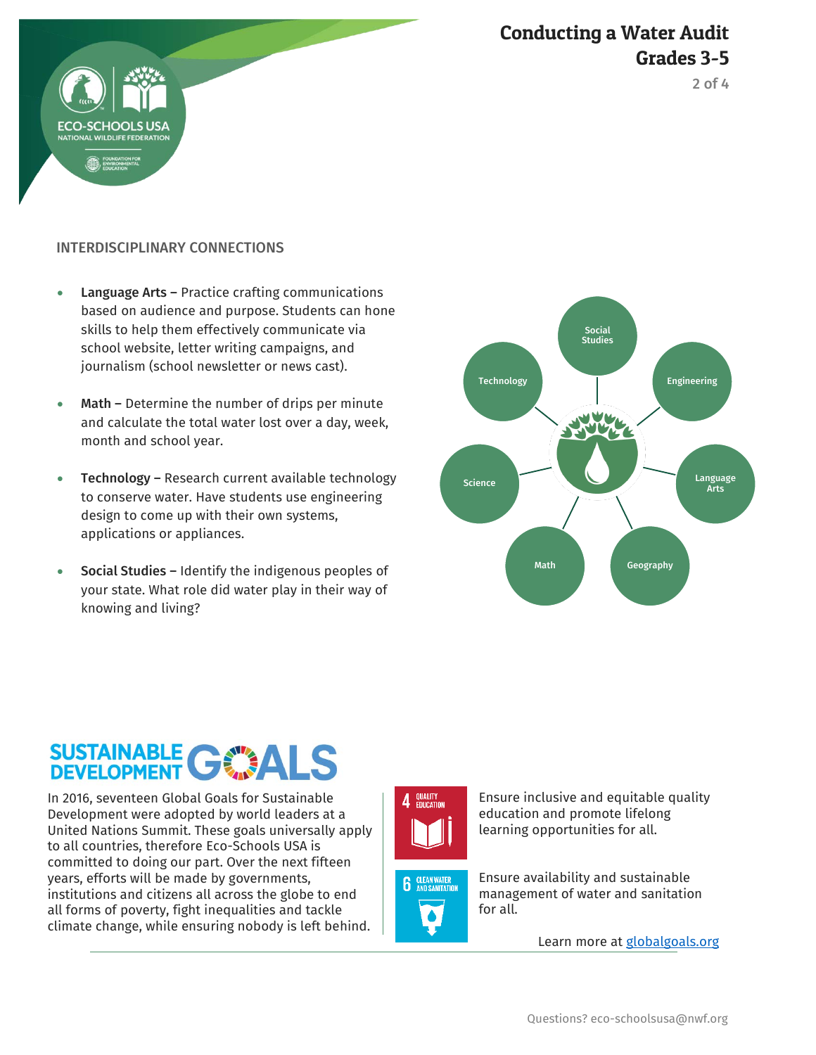## INTERDISCIPLINARY CONNECTIONS

- **Language Arts –** Practice crafting communications based on audience and purpose. Students can hone skills to help them effectively communicate via school website, letter writing campaigns, and journalism (school newsletter or news cast).
- **Math –** Determine the number of drips per minute and calculate the total water lost over a day, week, month and school year.
- **Technology –** Research current available technology to conserve water. Have students use engineering design to come up with their own systems, applications or appliances.
- **Social Studies –** Identify the indigenous peoples of your state. What role did water play in their way of knowing and living?

Social Studies · Engineering · Language Arts · Geography · Math · Science · Technology

## SUSTAINABLE DEVELOPMENT GOALS

In 2016, seventeen Global Goals for Sustainable Development were adopted by world leaders at a United Nations Summit. These goals universally apply to all countries, therefore Eco-Schools USA is committed to doing our part. Over the next fifteen years, efforts will be made by governments, institutions and citizens all across the globe to end all forms of poverty, fight inequalities and tackle climate change, while ensuring nobody is left behind.

**4 QUALITY EDUCATION** — Ensure inclusive and equitable quality education and promote lifelong learning opportunities for all.

**6 CLEAN WATER AND SANITATION** — Ensure availability and sustainable management of water and sanitation for all.

Learn more at [globalgoals.org](globalgoals.org)

Questions? eco-schoolsusa@nwf.org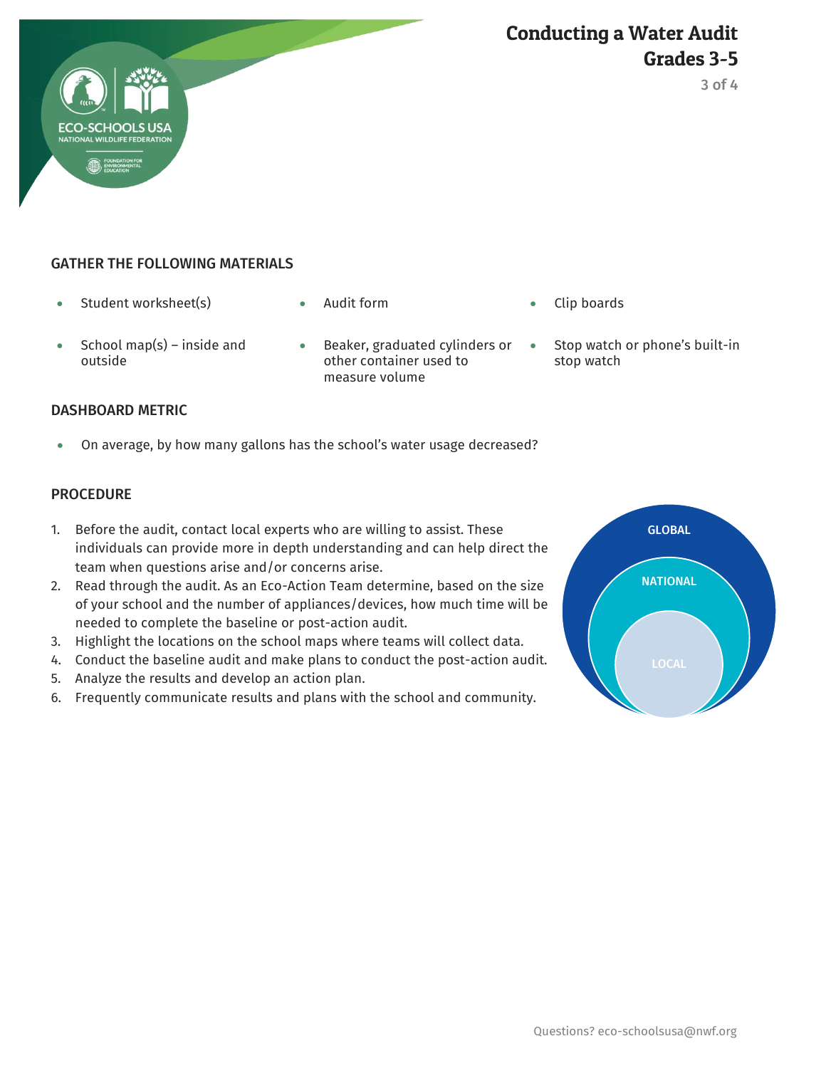## GATHER THE FOLLOWING MATERIALS

- Student worksheet(s)
- Audit form
- Clip boards
- School map(s) – inside and outside
- Beaker, graduated cylinders or other container used to measure volume
- Stop watch or phone's built-in stop watch

## DASHBOARD METRIC

- On average, by how many gallons has the school's water usage decreased?

## PROCEDURE

1. Before the audit, contact local experts who are willing to assist. These individuals can provide more in depth understanding and can help direct the team when questions arise and/or concerns arise.
2. Read through the audit. As an Eco-Action Team determine, based on the size of your school and the number of appliances/devices, how much time will be needed to complete the baseline or post-action audit.
3. Highlight the locations on the school maps where teams will collect data.
4. Conduct the baseline audit and make plans to conduct the post-action audit.
5. Analyze the results and develop an action plan.
6. Frequently communicate results and plans with the school and community.

GLOBAL

NATIONAL

LOCAL

Questions? eco-schoolsusa@nwf.org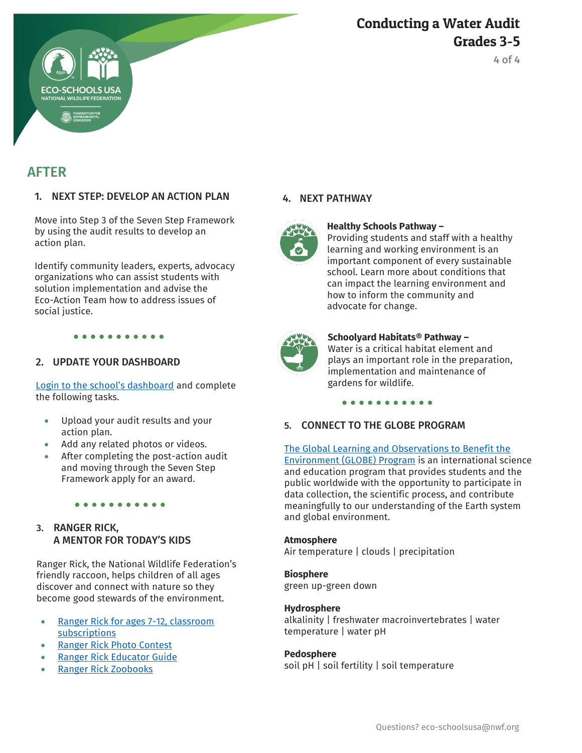# Conducting a Water Audit Grades 3-5

## AFTER

### 1. NEXT STEP: DEVELOP AN ACTION PLAN

Move into Step 3 of the Seven Step Framework by using the audit results to develop an action plan.

Identify community leaders, experts, advocacy organizations who can assist students with solution implementation and advise the Eco-Action Team how to address issues of social justice.

### 2. UPDATE YOUR DASHBOARD

Login to the school's dashboard and complete the following tasks.

- Upload your audit results and your action plan.
- Add any related photos or videos.
- After completing the post-action audit and moving through the Seven Step Framework apply for an award.

### 3. RANGER RICK, A MENTOR FOR TODAY'S KIDS

Ranger Rick, the National Wildlife Federation's friendly raccoon, helps children of all ages discover and connect with nature so they become good stewards of the environment.

- Ranger Rick for ages 7-12, classroom subscriptions
- Ranger Rick Photo Contest
- Ranger Rick Educator Guide
- Ranger Rick Zoobooks

### 4. NEXT PATHWAY

**Healthy Schools Pathway –** Providing students and staff with a healthy learning and working environment is an important component of every sustainable school. Learn more about conditions that can impact the learning environment and how to inform the community and advocate for change.

**Schoolyard Habitats® Pathway –** Water is a critical habitat element and plays an important role in the preparation, implementation and maintenance of gardens for wildlife.

### 5. CONNECT TO THE GLOBE PROGRAM

The Global Learning and Observations to Benefit the Environment (GLOBE) Program is an international science and education program that provides students and the public worldwide with the opportunity to participate in data collection, the scientific process, and contribute meaningfully to our understanding of the Earth system and global environment.

**Atmosphere**
Air temperature | clouds | precipitation

**Biosphere**
green up-green down

**Hydrosphere**
alkalinity | freshwater macroinvertebrates | water temperature | water pH

**Pedosphere**
soil pH | soil fertility | soil temperature

Questions? eco-schoolsusa@nwf.org